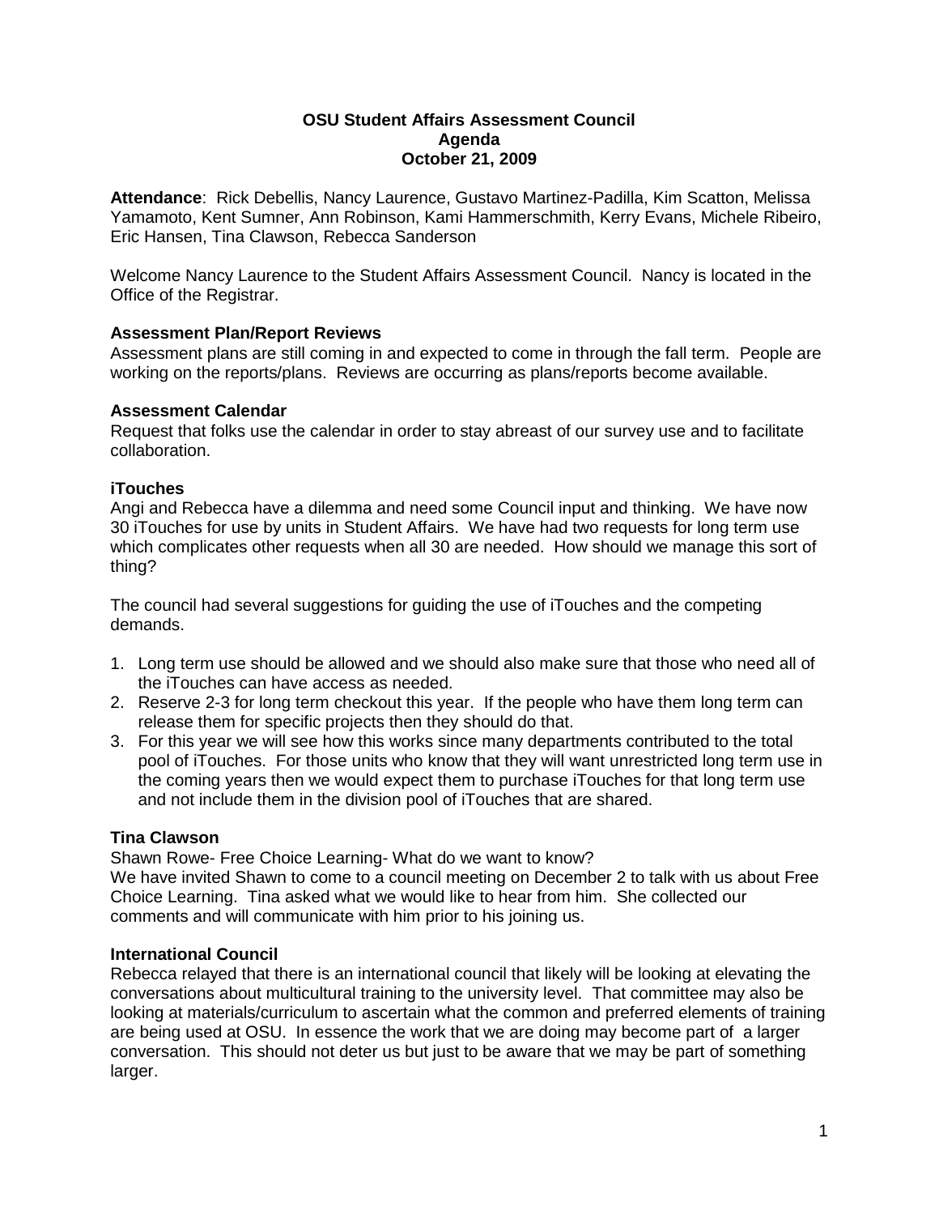# OSU Student Affairs Assessment Council
## Agenda
## October 21, 2009

**Attendance**: Rick Debellis, Nancy Laurence, Gustavo Martinez-Padilla, Kim Scatton, Melissa Yamamoto, Kent Sumner, Ann Robinson, Kami Hammerschmith, Kerry Evans, Michele Ribeiro, Eric Hansen, Tina Clawson, Rebecca Sanderson

Welcome Nancy Laurence to the Student Affairs Assessment Council. Nancy is located in the Office of the Registrar.

**Assessment Plan/Report Reviews**
Assessment plans are still coming in and expected to come in through the fall term. People are working on the reports/plans. Reviews are occurring as plans/reports become available.

**Assessment Calendar**
Request that folks use the calendar in order to stay abreast of our survey use and to facilitate collaboration.

**iTouches**
Angi and Rebecca have a dilemma and need some Council input and thinking. We have now 30 iTouches for use by units in Student Affairs. We have had two requests for long term use which complicates other requests when all 30 are needed. How should we manage this sort of thing?

The council had several suggestions for guiding the use of iTouches and the competing demands.

1. Long term use should be allowed and we should also make sure that those who need all of the iTouches can have access as needed.
2. Reserve 2-3 for long term checkout this year. If the people who have them long term can release them for specific projects then they should do that.
3. For this year we will see how this works since many departments contributed to the total pool of iTouches. For those units who know that they will want unrestricted long term use in the coming years then we would expect them to purchase iTouches for that long term use and not include them in the division pool of iTouches that are shared.

**Tina Clawson**
Shawn Rowe- Free Choice Learning- What do we want to know?
We have invited Shawn to come to a council meeting on December 2 to talk with us about Free Choice Learning. Tina asked what we would like to hear from him. She collected our comments and will communicate with him prior to his joining us.

**International Council**
Rebecca relayed that there is an international council that likely will be looking at elevating the conversations about multicultural training to the university level. That committee may also be looking at materials/curriculum to ascertain what the common and preferred elements of training are being used at OSU. In essence the work that we are doing may become part of a larger conversation. This should not deter us but just to be aware that we may be part of something larger.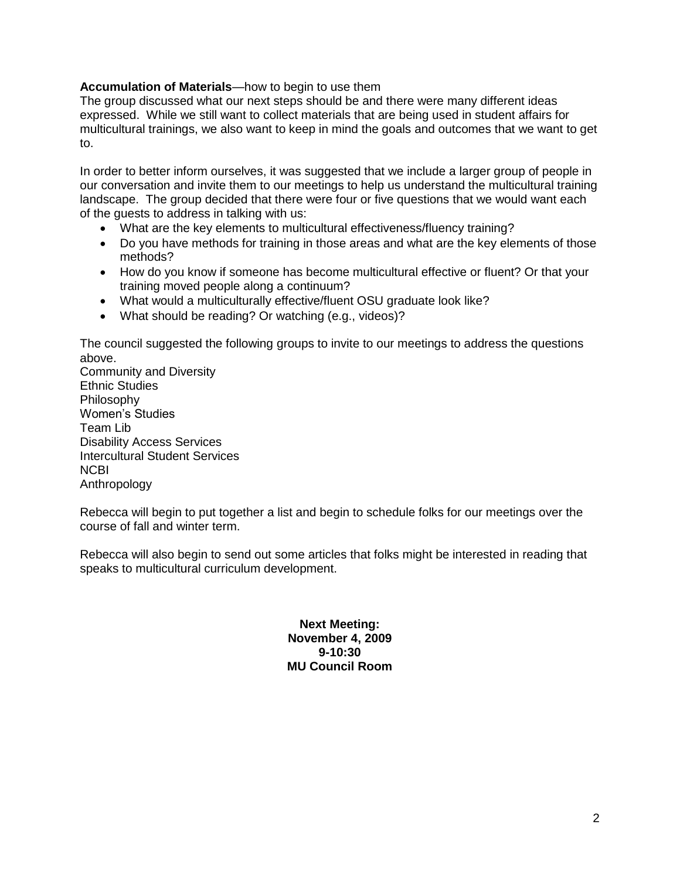**Accumulation of Materials**—how to begin to use them

The group discussed what our next steps should be and there were many different ideas expressed. While we still want to collect materials that are being used in student affairs for multicultural trainings, we also want to keep in mind the goals and outcomes that we want to get to.

In order to better inform ourselves, it was suggested that we include a larger group of people in our conversation and invite them to our meetings to help us understand the multicultural training landscape. The group decided that there were four or five questions that we would want each of the guests to address in talking with us:

- What are the key elements to multicultural effectiveness/fluency training?
- Do you have methods for training in those areas and what are the key elements of those methods?
- How do you know if someone has become multicultural effective or fluent? Or that your training moved people along a continuum?
- What would a multiculturally effective/fluent OSU graduate look like?
- What should be reading? Or watching (e.g., videos)?

The council suggested the following groups to invite to our meetings to address the questions above.

Community and Diversity
Ethnic Studies
Philosophy
Women's Studies
Team Lib
Disability Access Services
Intercultural Student Services
NCBI
Anthropology

Rebecca will begin to put together a list and begin to schedule folks for our meetings over the course of fall and winter term.

Rebecca will also begin to send out some articles that folks might be interested in reading that speaks to multicultural curriculum development.

**Next Meeting:**
**November 4, 2009**
**9-10:30**
**MU Council Room**